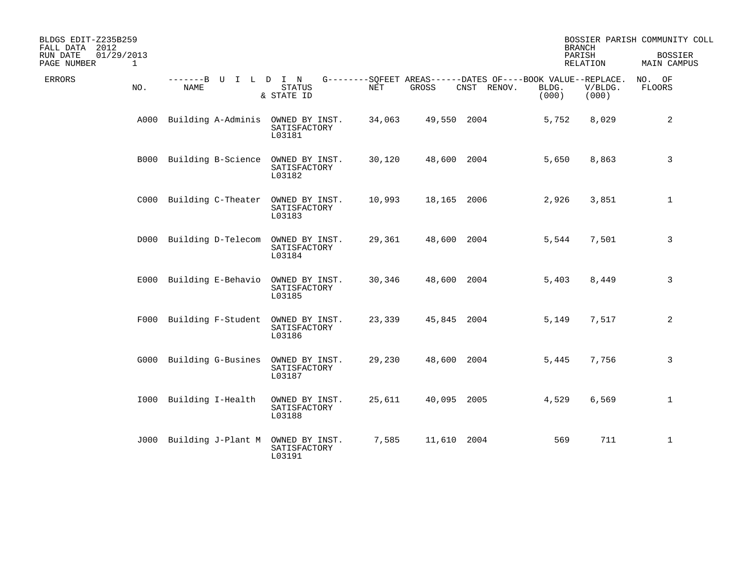BLDGS EDIT-Z235B259
FALL DATA 2012
RUN DATE 01/29/2013
PAGE NUMBER 1

BOSSIER PARISH COMMUNITY COLL
BRANCH
PARISH BOSSIER
RELATION MAIN CAMPUS

| ERRORS | NO. | BUILDING NAME | STATUS & STATE ID | SQFEET AREAS NET | SQFEET AREAS GROSS | DATES OF CNST | DATES OF RENOV. | BOOK VALUE BLDG. (000) | REPLACE. V/BLDG. (000) | NO. OF FLOORS |
|---|---|---|---|---|---|---|---|---|---|---|
| | A000 | Building A-Adminis | OWNED BY INST. SATISFACTORY L03181 | 34,063 | 49,550 | 2004 | | 5,752 | 8,029 | 2 |
| | B000 | Building B-Science | OWNED BY INST. SATISFACTORY L03182 | 30,120 | 48,600 | 2004 | | 5,650 | 8,863 | 3 |
| | C000 | Building C-Theater | OWNED BY INST. SATISFACTORY L03183 | 10,993 | 18,165 | 2006 | | 2,926 | 3,851 | 1 |
| | D000 | Building D-Telecom | OWNED BY INST. SATISFACTORY L03184 | 29,361 | 48,600 | 2004 | | 5,544 | 7,501 | 3 |
| | E000 | Building E-Behavio | OWNED BY INST. SATISFACTORY L03185 | 30,346 | 48,600 | 2004 | | 5,403 | 8,449 | 3 |
| | F000 | Building F-Student | OWNED BY INST. SATISFACTORY L03186 | 23,339 | 45,845 | 2004 | | 5,149 | 7,517 | 2 |
| | G000 | Building G-Busines | OWNED BY INST. SATISFACTORY L03187 | 29,230 | 48,600 | 2004 | | 5,445 | 7,756 | 3 |
| | I000 | Building I-Health | OWNED BY INST. SATISFACTORY L03188 | 25,611 | 40,095 | 2005 | | 4,529 | 6,569 | 1 |
| | J000 | Building J-Plant M | OWNED BY INST. SATISFACTORY L03191 | 7,585 | 11,610 | 2004 | | 569 | 711 | 1 |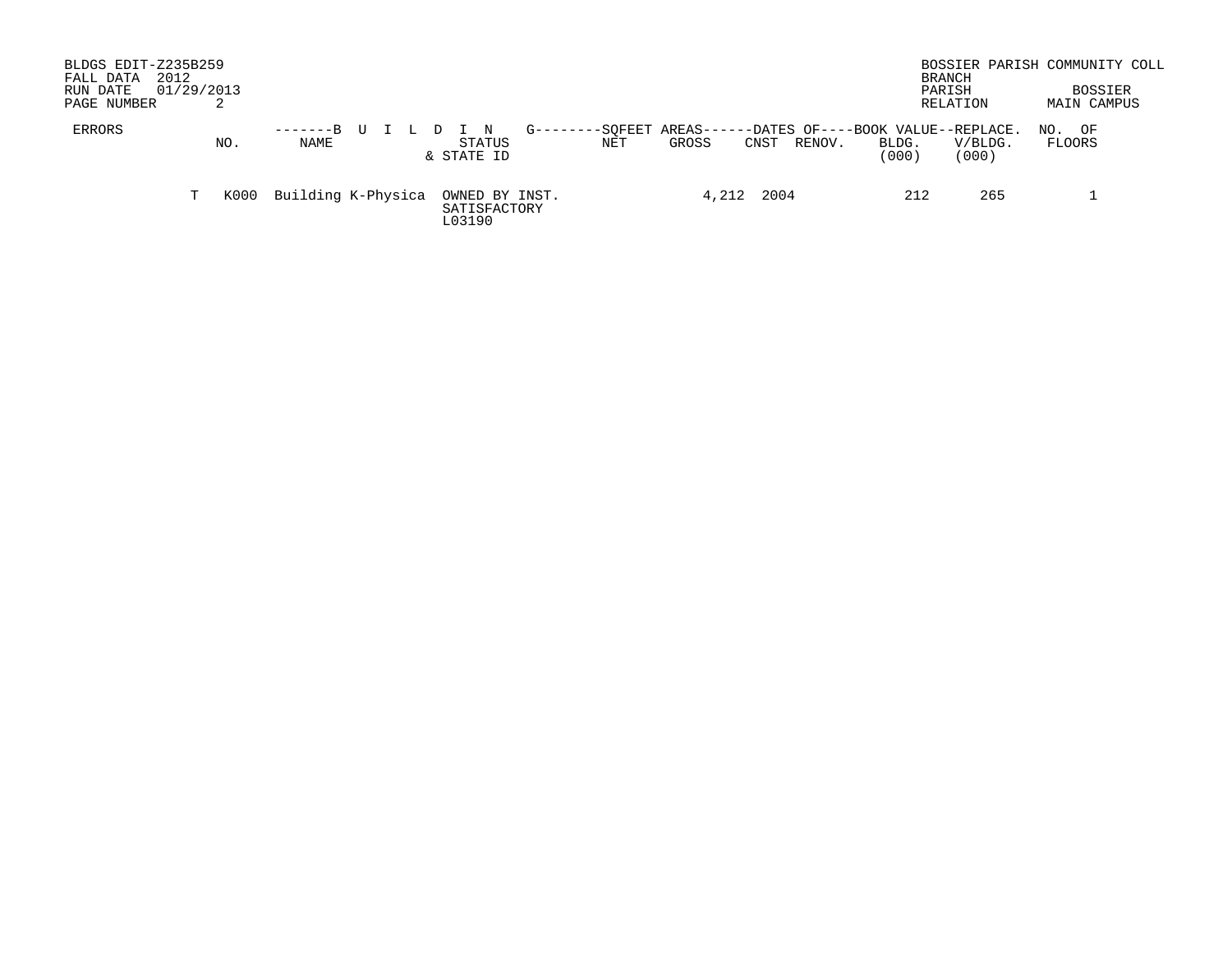BLDGS EDIT-Z235B259
FALL DATA 2012
RUN DATE 01/29/2013

BOSSIER PARISH COMMUNITY COLL
BRANCH
PARISH BOSSIER
RELATION MAIN CAMPUS

| ERRORS | NO. | BUILDING NAME | STATUS & STATE ID | SQFEET AREAS NET | SQFEET AREAS GROSS | DATES OF CNST | DATES OF RENOV. | BOOK VALUE BLDG. (000) | REPLACE. V/BLDG. (000) | NO. OF FLOORS |
|---|---|---|---|---|---|---|---|---|---|---|
| T | K000 | Building K-Physica | OWNED BY INST. SATISFACTORY L03190 | | 4,212 | 2004 | | 212 | 265 | 1 |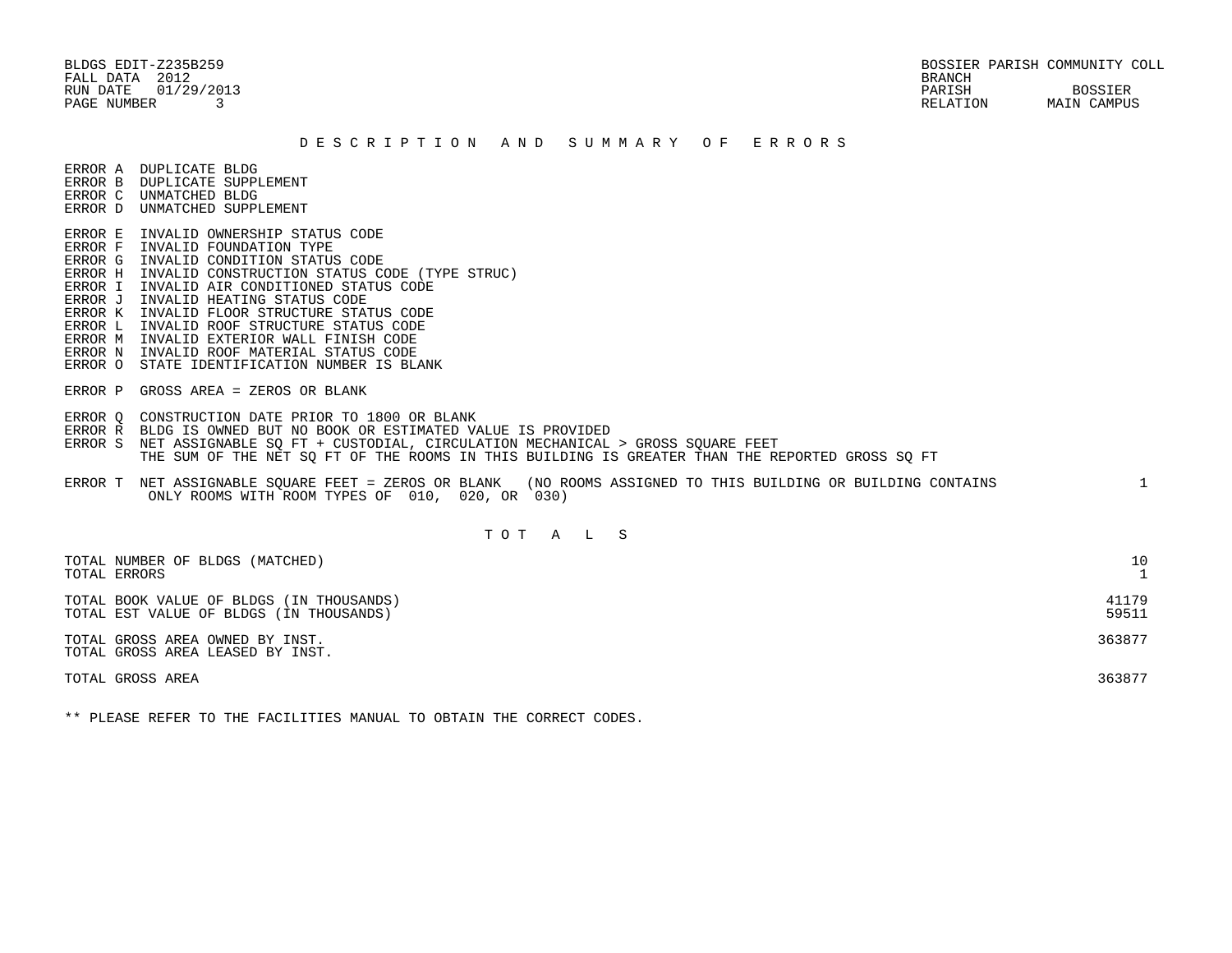BLDGS EDIT-Z235B259
FALL DATA 2012
RUN DATE 01/29/2013
PAGE NUMBER 3

BOSSIER PARISH COMMUNITY COLL
BRANCH
PARISH BOSSIER
RELATION MAIN CAMPUS

## D E S C R I P T I O N   A N D   S U M M A R Y   O F   E R R O R S

ERROR A DUPLICATE BLDG
ERROR B DUPLICATE SUPPLEMENT
ERROR C UNMATCHED BLDG
ERROR D UNMATCHED SUPPLEMENT

ERROR E INVALID OWNERSHIP STATUS CODE
ERROR F INVALID FOUNDATION TYPE
ERROR G INVALID CONDITION STATUS CODE
ERROR H INVALID CONSTRUCTION STATUS CODE (TYPE STRUC)
ERROR I INVALID AIR CONDITIONED STATUS CODE
ERROR J INVALID HEATING STATUS CODE
ERROR K INVALID FLOOR STRUCTURE STATUS CODE
ERROR L INVALID ROOF STRUCTURE STATUS CODE
ERROR M INVALID EXTERIOR WALL FINISH CODE
ERROR N INVALID ROOF MATERIAL STATUS CODE
ERROR O STATE IDENTIFICATION NUMBER IS BLANK

ERROR P GROSS AREA = ZEROS OR BLANK

ERROR Q CONSTRUCTION DATE PRIOR TO 1800 OR BLANK
ERROR R BLDG IS OWNED BUT NO BOOK OR ESTIMATED VALUE IS PROVIDED
ERROR S NET ASSIGNABLE SQ FT + CUSTODIAL, CIRCULATION MECHANICAL > GROSS SQUARE FEET
THE SUM OF THE NET SQ FT OF THE ROOMS IN THIS BUILDING IS GREATER THAN THE REPORTED GROSS SQ FT

ERROR T NET ASSIGNABLE SQUARE FEET = ZEROS OR BLANK (NO ROOMS ASSIGNED TO THIS BUILDING OR BUILDING CONTAINS ONLY ROOMS WITH ROOM TYPES OF 010, 020, OR 030) 1

## T O T A L S

| | |
|---|---|
| TOTAL NUMBER OF BLDGS (MATCHED) | 10 |
| TOTAL ERRORS | 1 |
| TOTAL BOOK VALUE OF BLDGS (IN THOUSANDS) | 41179 |
| TOTAL EST VALUE OF BLDGS (IN THOUSANDS) | 59511 |
| TOTAL GROSS AREA OWNED BY INST. | 363877 |
| TOTAL GROSS AREA LEASED BY INST. | |
| TOTAL GROSS AREA | 363877 |

** PLEASE REFER TO THE FACILITIES MANUAL TO OBTAIN THE CORRECT CODES.